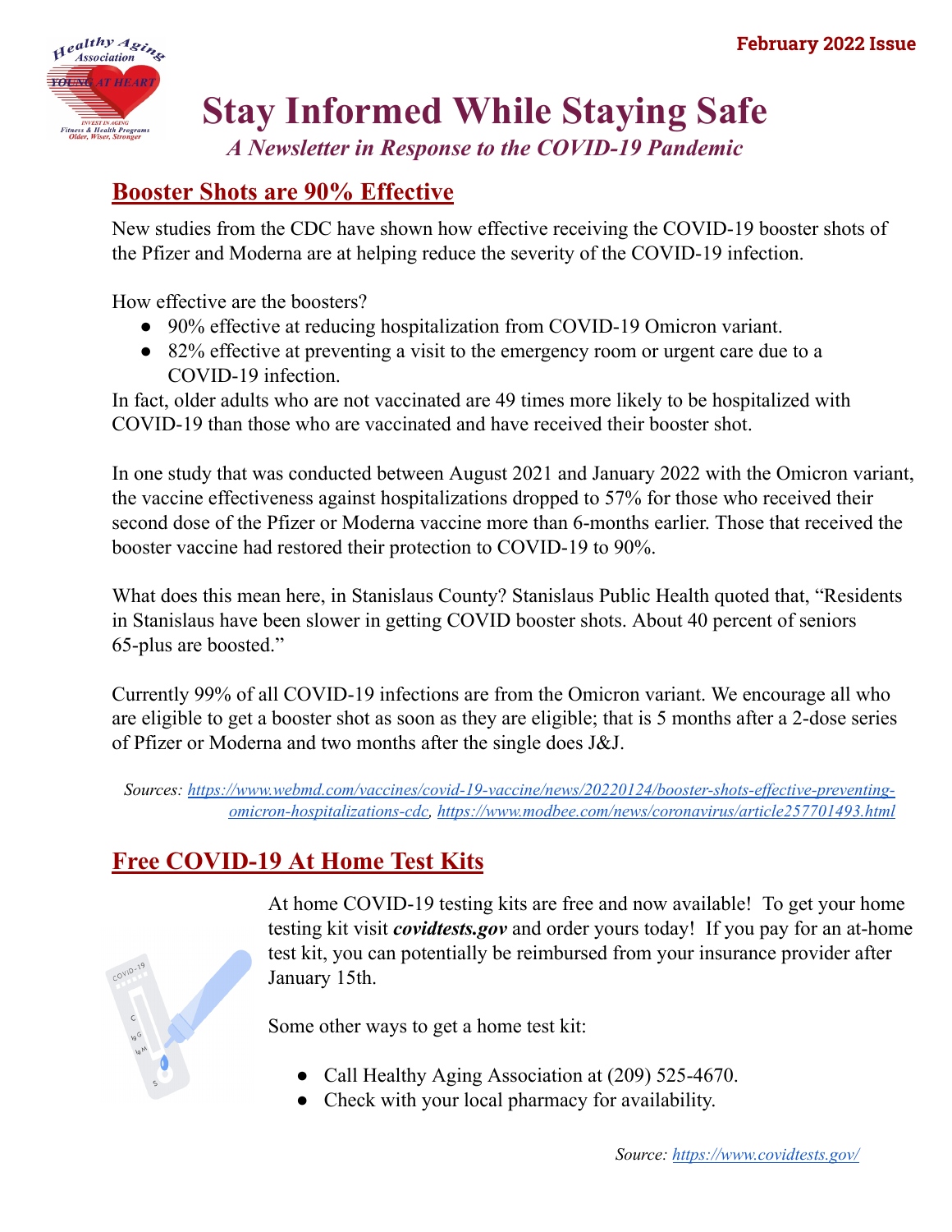February 2022 Issue

# Stay Informed While Staying Safe

*A Newsletter in Response to the COVID-19 Pandemic*

## Booster Shots are 90% Effective

New studies from the CDC have shown how effective receiving the COVID-19 booster shots of the Pfizer and Moderna are at helping reduce the severity of the COVID-19 infection.

How effective are the boosters?

- 90% effective at reducing hospitalization from COVID-19 Omicron variant.
- 82% effective at preventing a visit to the emergency room or urgent care due to a COVID-19 infection.

In fact, older adults who are not vaccinated are 49 times more likely to be hospitalized with COVID-19 than those who are vaccinated and have received their booster shot.

In one study that was conducted between August 2021 and January 2022 with the Omicron variant, the vaccine effectiveness against hospitalizations dropped to 57% for those who received their second dose of the Pfizer or Moderna vaccine more than 6-months earlier. Those that received the booster vaccine had restored their protection to COVID-19 to 90%.

What does this mean here, in Stanislaus County? Stanislaus Public Health quoted that, “Residents in Stanislaus have been slower in getting COVID booster shots. About 40 percent of seniors 65-plus are boosted.”

Currently 99% of all COVID-19 infections are from the Omicron variant. We encourage all who are eligible to get a booster shot as soon as they are eligible; that is 5 months after a 2-dose series of Pfizer or Moderna and two months after the single does J&J.

*Sources: https://www.webmd.com/vaccines/covid-19-vaccine/news/20220124/booster-shots-effective-preventing-omicron-hospitalizations-cdc, https://www.modbee.com/news/coronavirus/article257701493.html*

## Free COVID-19 At Home Test Kits

At home COVID-19 testing kits are free and now available! To get your home testing kit visit ***covidtests.gov*** and order yours today! If you pay for an at-home test kit, you can potentially be reimbursed from your insurance provider after January 15th.

Some other ways to get a home test kit:

- Call Healthy Aging Association at (209) 525-4670.
- Check with your local pharmacy for availability.

*Source: https://www.covidtests.gov/*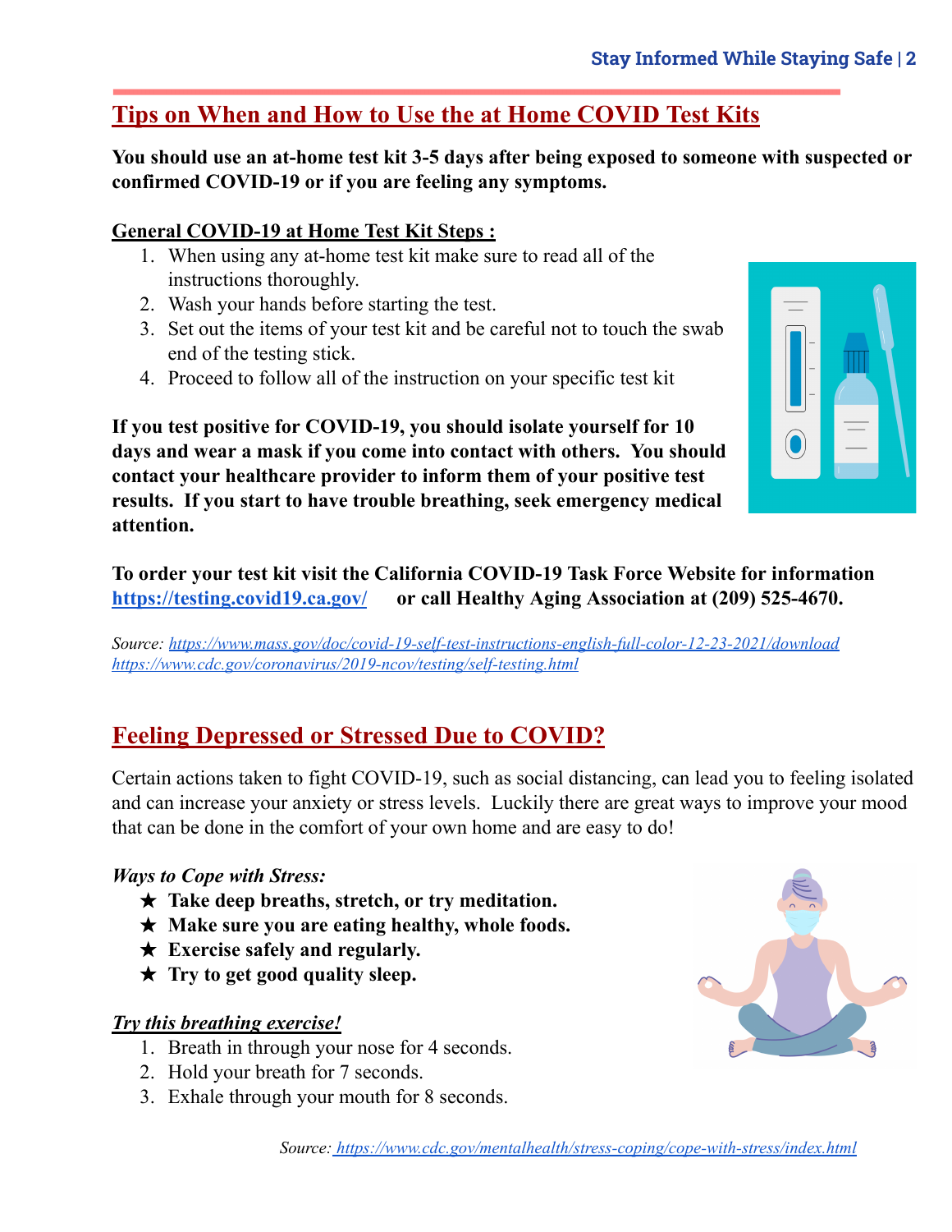## Tips on When and How to Use the at Home COVID Test Kits

**You should use an at-home test kit 3-5 days after being exposed to someone with suspected or confirmed COVID-19 or if you are feeling any symptoms.**

**General COVID-19 at Home Test Kit Steps :**

1. When using any at-home test kit make sure to read all of the instructions thoroughly.
2. Wash your hands before starting the test.
3. Set out the items of your test kit and be careful not to touch the swab end of the testing stick.
4. Proceed to follow all of the instruction on your specific test kit

**If you test positive for COVID-19, you should isolate yourself for 10 days and wear a mask if you come into contact with others. You should contact your healthcare provider to inform them of your positive test results. If you start to have trouble breathing, seek emergency medical attention.**

**To order your test kit visit the California COVID-19 Task Force Website for information [https://testing.covid19.ca.gov/](https://testing.covid19.ca.gov/) or call Healthy Aging Association at (209) 525-4670.**

*Source: [https://www.mass.gov/doc/covid-19-self-test-instructions-english-full-color-12-23-2021/download](https://www.mass.gov/doc/covid-19-self-test-instructions-english-full-color-12-23-2021/download)*
*[https://www.cdc.gov/coronavirus/2019-ncov/testing/self-testing.html](https://www.cdc.gov/coronavirus/2019-ncov/testing/self-testing.html)*

## Feeling Depressed or Stressed Due to COVID?

Certain actions taken to fight COVID-19, such as social distancing, can lead you to feeling isolated and can increase your anxiety or stress levels. Luckily there are great ways to improve your mood that can be done in the comfort of your own home and are easy to do!

*Ways to Cope with Stress:*

- ★ **Take deep breaths, stretch, or try meditation.**
- ★ **Make sure you are eating healthy, whole foods.**
- ★ **Exercise safely and regularly.**
- ★ **Try to get good quality sleep.**

***Try this breathing exercise!***

1. Breath in through your nose for 4 seconds.
2. Hold your breath for 7 seconds.
3. Exhale through your mouth for 8 seconds.

*Source: [https://www.cdc.gov/mentalhealth/stress-coping/cope-with-stress/index.html](https://www.cdc.gov/mentalhealth/stress-coping/cope-with-stress/index.html)*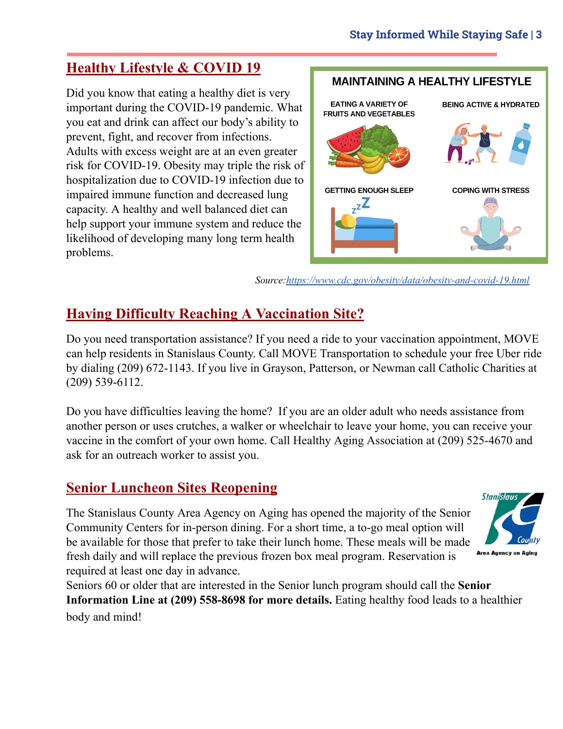## Healthy Lifestyle & COVID 19

Did you know that eating a healthy diet is very important during the COVID-19 pandemic. What you eat and drink can affect our body's ability to prevent, fight, and recover from infections. Adults with excess weight are at an even greater risk for COVID-19. Obesity may triple the risk of hospitalization due to COVID-19 infection due to impaired immune function and decreased lung capacity. A healthy and well balanced diet can help support your immune system and reduce the likelihood of developing many long term health problems.

**MAINTAINING A HEALTHY LIFESTYLE**

- EATING A VARIETY OF FRUITS AND VEGETABLES
- BEING ACTIVE & HYDRATED
- GETTING ENOUGH SLEEP
- COPING WITH STRESS

*Source:[https://www.cdc.gov/obesity/data/obesity-and-covid-19.html](https://www.cdc.gov/obesity/data/obesity-and-covid-19.html)*

## Having Difficulty Reaching A Vaccination Site?

Do you need transportation assistance? If you need a ride to your vaccination appointment, MOVE can help residents in Stanislaus County. Call MOVE Transportation to schedule your free Uber ride by dialing (209) 672-1143. If you live in Grayson, Patterson, or Newman call Catholic Charities at (209) 539-6112.

Do you have difficulties leaving the home? If you are an older adult who needs assistance from another person or uses crutches, a walker or wheelchair to leave your home, you can receive your vaccine in the comfort of your own home. Call Healthy Aging Association at (209) 525-4670 and ask for an outreach worker to assist you.

## Senior Luncheon Sites Reopening

Stanislaus County Area Agency on Aging

The Stanislaus County Area Agency on Aging has opened the majority of the Senior Community Centers for in-person dining. For a short time, a to-go meal option will be available for those that prefer to take their lunch home. These meals will be made fresh daily and will replace the previous frozen box meal program. Reservation is required at least one day in advance.

Seniors 60 or older that are interested in the Senior lunch program should call the **Senior Information Line at (209) 558-8698 for more details.** Eating healthy food leads to a healthier body and mind!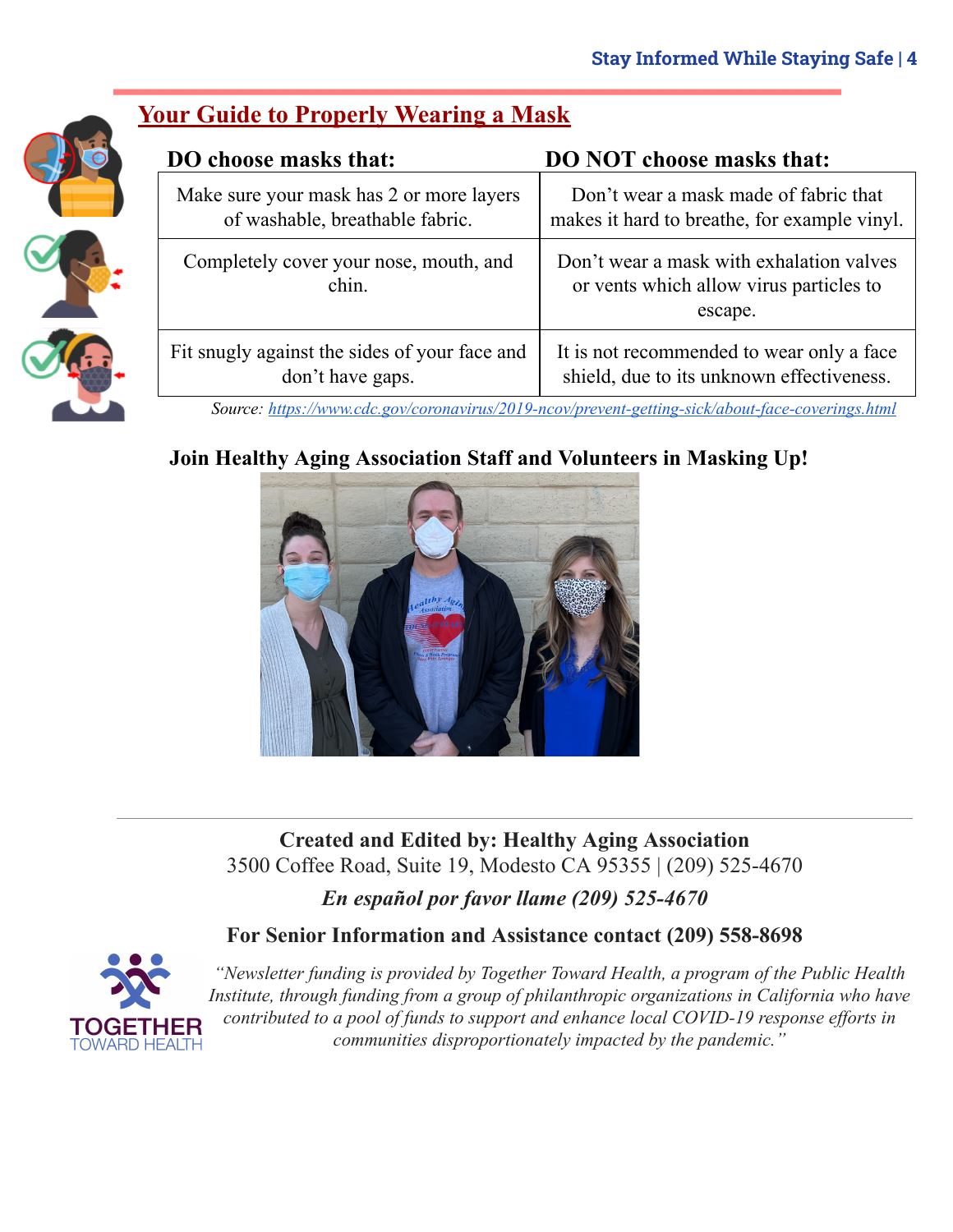## Your Guide to Properly Wearing a Mask

| DO choose masks that: | DO NOT choose masks that: |
| --- | --- |
| Make sure your mask has 2 or more layers of washable, breathable fabric. | Don't wear a mask made of fabric that makes it hard to breathe, for example vinyl. |
| Completely cover your nose, mouth, and chin. | Don't wear a mask with exhalation valves or vents which allow virus particles to escape. |
| Fit snugly against the sides of your face and don't have gaps. | It is not recommended to wear only a face shield, due to its unknown effectiveness. |

*Source: https://www.cdc.gov/coronavirus/2019-ncov/prevent-getting-sick/about-face-coverings.html*

**Join Healthy Aging Association Staff and Volunteers in Masking Up!**

---

**Created and Edited by: Healthy Aging Association**

3500 Coffee Road, Suite 19, Modesto CA 95355 | (209) 525-4670

***En español por favor llame (209) 525-4670***

**For Senior Information and Assistance contact (209) 558-8698**

TOGETHER TOWARD HEALTH

*"Newsletter funding is provided by Together Toward Health, a program of the Public Health Institute, through funding from a group of philanthropic organizations in California who have contributed to a pool of funds to support and enhance local COVID-19 response efforts in communities disproportionately impacted by the pandemic."*